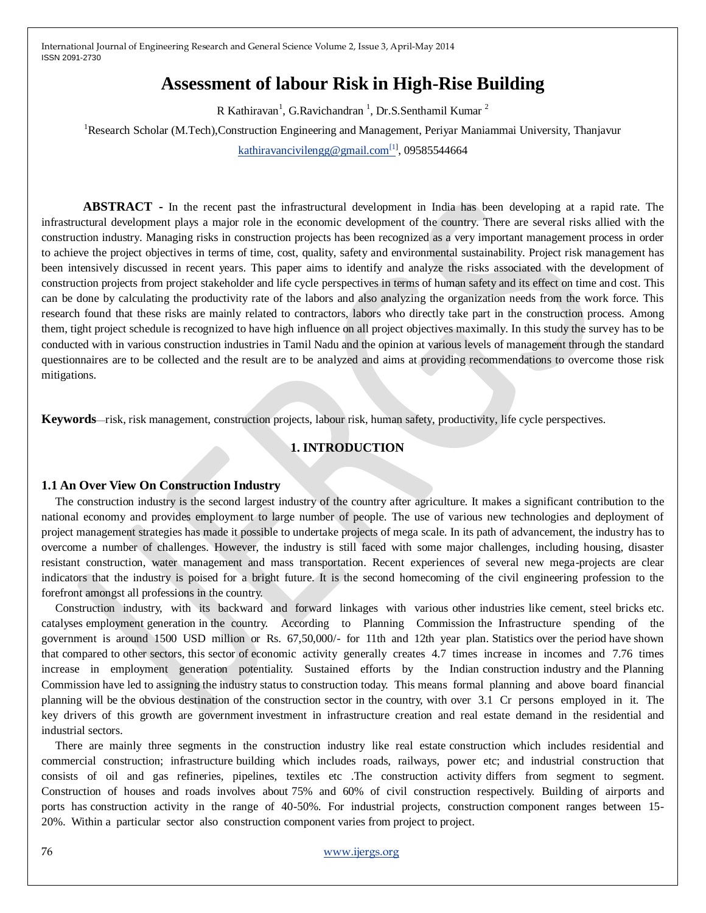# Assessment of labour Risk in High-Rise Building

R Kathiravan[1], G.Ravichandran [1], Dr.S.Senthamil Kumar [2]

[1]Research Scholar (M.Tech),Construction Engineering and Management, Periyar Maniammai University, Thanjavur

kathiravancivilengg@gmail.com[1], 09585544664

**ABSTRACT -** In the recent past the infrastructural development in India has been developing at a rapid rate. The infrastructural development plays a major role in the economic development of the country. There are several risks allied with the construction industry. Managing risks in construction projects has been recognized as a very important management process in order to achieve the project objectives in terms of time, cost, quality, safety and environmental sustainability. Project risk management has been intensively discussed in recent years. This paper aims to identify and analyze the risks associated with the development of construction projects from project stakeholder and life cycle perspectives in terms of human safety and its effect on time and cost. This can be done by calculating the productivity rate of the labors and also analyzing the organization needs from the work force. This research found that these risks are mainly related to contractors, labors who directly take part in the construction process. Among them, tight project schedule is recognized to have high influence on all project objectives maximally. In this study the survey has to be conducted with in various construction industries in Tamil Nadu and the opinion at various levels of management through the standard questionnaires are to be collected and the result are to be analyzed and aims at providing recommendations to overcome those risk mitigations.

**Keywords**—risk, risk management, construction projects, labour risk, human safety, productivity, life cycle perspectives.

## 1. INTRODUCTION

### 1.1 An Over View On Construction Industry

The construction industry is the second largest industry of the country after agriculture. It makes a significant contribution to the national economy and provides employment to large number of people. The use of various new technologies and deployment of project management strategies has made it possible to undertake projects of mega scale. In its path of advancement, the industry has to overcome a number of challenges. However, the industry is still faced with some major challenges, including housing, disaster resistant construction, water management and mass transportation. Recent experiences of several new mega-projects are clear indicators that the industry is poised for a bright future. It is the second homecoming of the civil engineering profession to the forefront amongst all professions in the country.

Construction industry, with its backward and forward linkages with various other industries like cement, steel bricks etc. catalyses employment generation in the country. According to Planning Commission the Infrastructure spending of the government is around 1500 USD million or Rs. 67,50,000/- for 11th and 12th year plan. Statistics over the period have shown that compared to other sectors, this sector of economic activity generally creates 4.7 times increase in incomes and 7.76 times increase in employment generation potentiality. Sustained efforts by the Indian construction industry and the Planning Commission have led to assigning the industry status to construction today. This means formal planning and above board financial planning will be the obvious destination of the construction sector in the country, with over 3.1 Cr persons employed in it. The key drivers of this growth are government investment in infrastructure creation and real estate demand in the residential and industrial sectors.

There are mainly three segments in the construction industry like real estate construction which includes residential and commercial construction; infrastructure building which includes roads, railways, power etc; and industrial construction that consists of oil and gas refineries, pipelines, textiles etc .The construction activity differs from segment to segment. Construction of houses and roads involves about 75% and 60% of civil construction respectively. Building of airports and ports has construction activity in the range of 40-50%. For industrial projects, construction component ranges between 15-20%. Within a particular sector also construction component varies from project to project.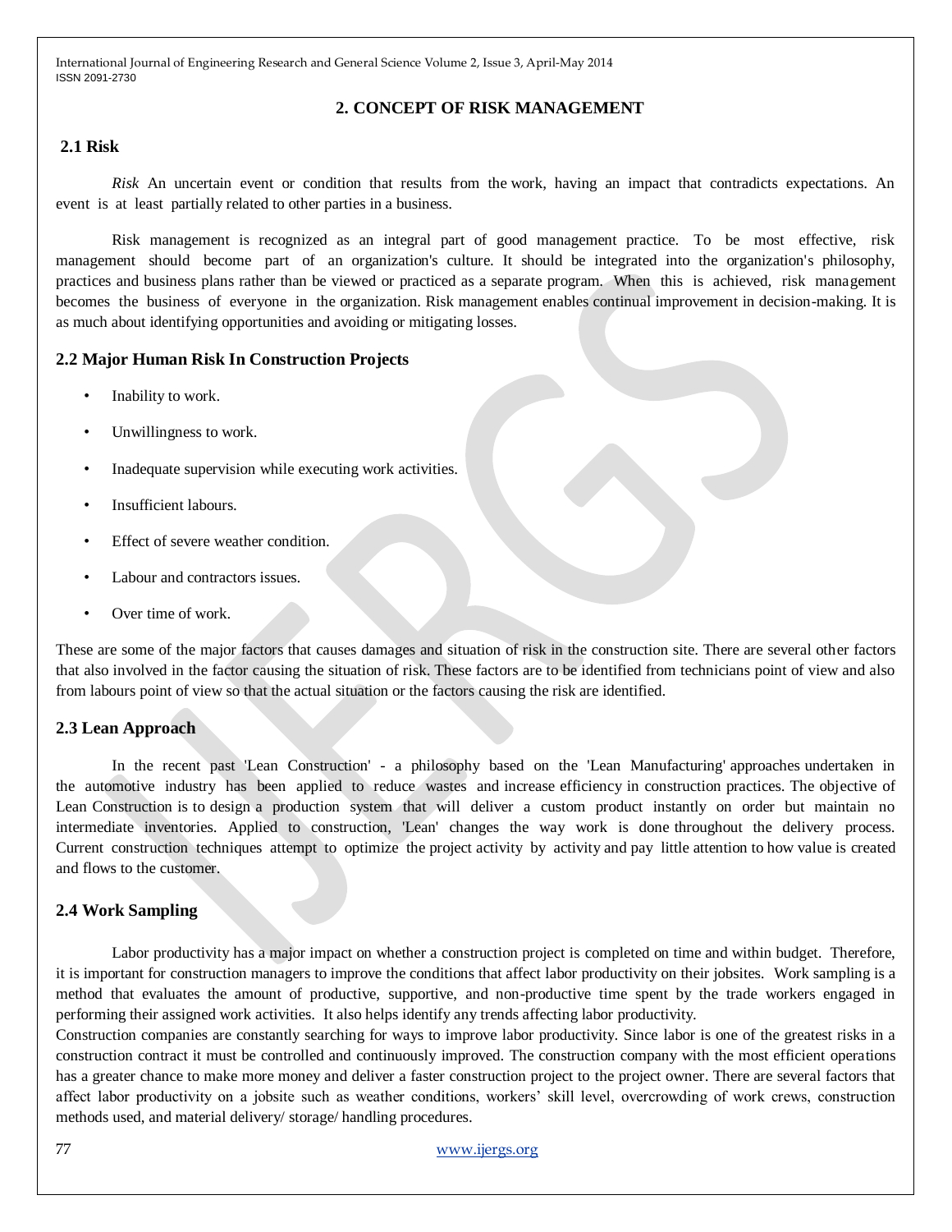## 2. CONCEPT OF RISK MANAGEMENT

### 2.1 Risk

*Risk* An uncertain event or condition that results from the work, having an impact that contradicts expectations. An event is at least partially related to other parties in a business.

Risk management is recognized as an integral part of good management practice. To be most effective, risk management should become part of an organization's culture. It should be integrated into the organization's philosophy, practices and business plans rather than be viewed or practiced as a separate program. When this is achieved, risk management becomes the business of everyone in the organization. Risk management enables continual improvement in decision-making. It is as much about identifying opportunities and avoiding or mitigating losses.

### 2.2 Major Human Risk In Construction Projects

- Inability to work.
- Unwillingness to work.
- Inadequate supervision while executing work activities.
- Insufficient labours.
- Effect of severe weather condition.
- Labour and contractors issues.
- Over time of work.

These are some of the major factors that causes damages and situation of risk in the construction site. There are several other factors that also involved in the factor causing the situation of risk. These factors are to be identified from technicians point of view and also from labours point of view so that the actual situation or the factors causing the risk are identified.

### 2.3 Lean Approach

In the recent past 'Lean Construction' - a philosophy based on the 'Lean Manufacturing' approaches undertaken in the automotive industry has been applied to reduce wastes and increase efficiency in construction practices. The objective of Lean Construction is to design a production system that will deliver a custom product instantly on order but maintain no intermediate inventories. Applied to construction, 'Lean' changes the way work is done throughout the delivery process. Current construction techniques attempt to optimize the project activity by activity and pay little attention to how value is created and flows to the customer.

### 2.4 Work Sampling

Labor productivity has a major impact on whether a construction project is completed on time and within budget. Therefore, it is important for construction managers to improve the conditions that affect labor productivity on their jobsites. Work sampling is a method that evaluates the amount of productive, supportive, and non-productive time spent by the trade workers engaged in performing their assigned work activities. It also helps identify any trends affecting labor productivity.

Construction companies are constantly searching for ways to improve labor productivity. Since labor is one of the greatest risks in a construction contract it must be controlled and continuously improved. The construction company with the most efficient operations has a greater chance to make more money and deliver a faster construction project to the project owner. There are several factors that affect labor productivity on a jobsite such as weather conditions, workers' skill level, overcrowding of work crews, construction methods used, and material delivery/ storage/ handling procedures.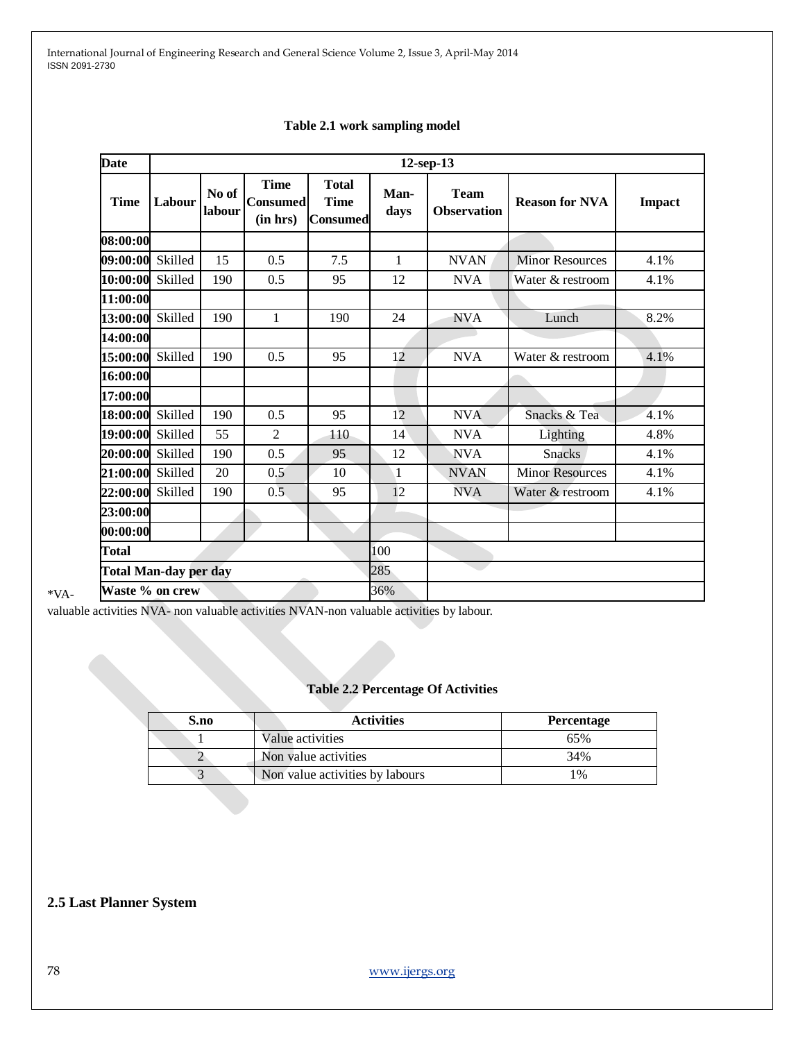**Table 2.1 work sampling model**

| Date | 12-sep-13 | | | | | | | |
|---|---|---|---|---|---|---|---|---|
| **Time** | **Labour** | **No of labour** | **Time Consumed (in hrs)** | **Total Time Consumed** | **Man-days** | **Team Observation** | **Reason for NVA** | **Impact** |
| 08:00:00 | | | | | | | | |
| 09:00:00 | Skilled | 15 | 0.5 | 7.5 | 1 | NVAN | Minor Resources | 4.1% |
| 10:00:00 | Skilled | 190 | 0.5 | 95 | 12 | NVA | Water & restroom | 4.1% |
| 11:00:00 | | | | | | | | |
| 13:00:00 | Skilled | 190 | 1 | 190 | 24 | NVA | Lunch | 8.2% |
| 14:00:00 | | | | | | | | |
| 15:00:00 | Skilled | 190 | 0.5 | 95 | 12 | NVA | Water & restroom | 4.1% |
| 16:00:00 | | | | | | | | |
| 17:00:00 | | | | | | | | |
| 18:00:00 | Skilled | 190 | 0.5 | 95 | 12 | NVA | Snacks & Tea | 4.1% |
| 19:00:00 | Skilled | 55 | 2 | 110 | 14 | NVA | Lighting | 4.8% |
| 20:00:00 | Skilled | 190 | 0.5 | 95 | 12 | NVA | Snacks | 4.1% |
| 21:00:00 | Skilled | 20 | 0.5 | 10 | 1 | NVAN | Minor Resources | 4.1% |
| 22:00:00 | Skilled | 190 | 0.5 | 95 | 12 | NVA | Water & restroom | 4.1% |
| 23:00:00 | | | | | | | | |
| 00:00:00 | | | | | | | | |
| **Total** | | | | | 100 | | | |
| **Total Man-day per day** | | | | | 285 | | | |
| **Waste % on crew** | | | | | 36% | | | |

*VA-valuable activities NVA- non valuable activities NVAN-non valuable activities by labour.

**Table 2.2 Percentage Of Activities**

| S.no | Activities | Percentage |
|---|---|---|
| 1 | Value activities | 65% |
| 2 | Non value activities | 34% |
| 3 | Non value activities by labours | 1% |

## 2.5 Last Planner System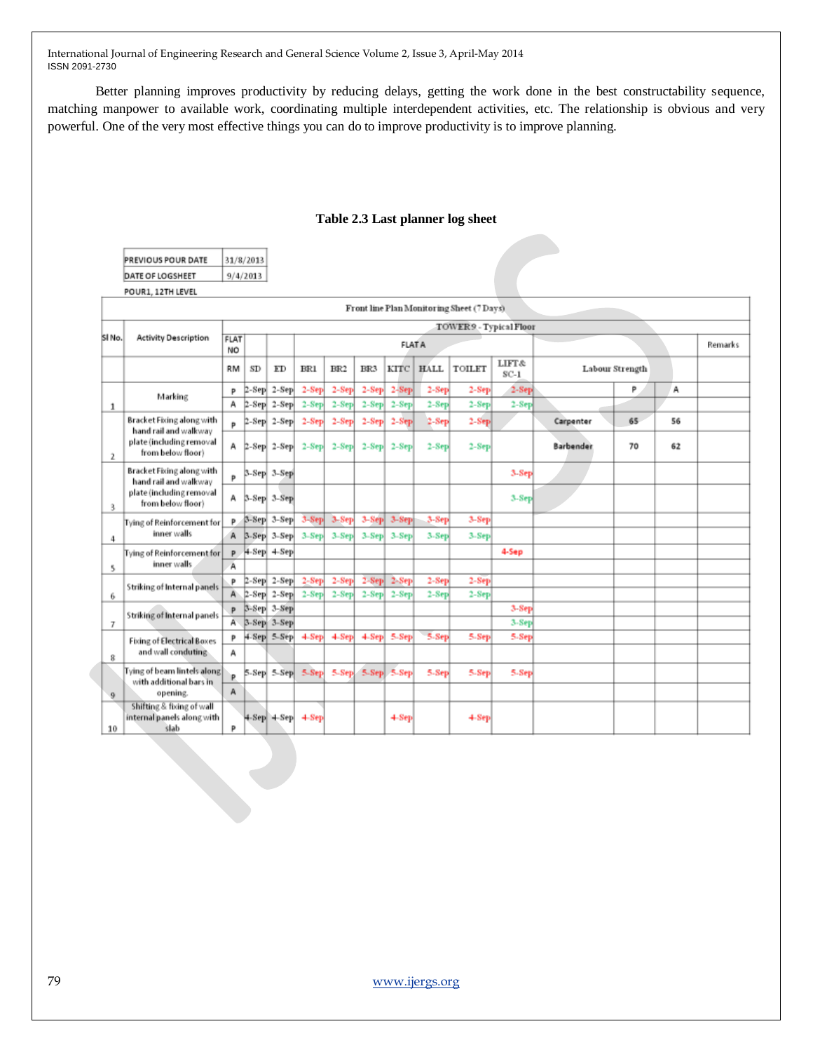Better planning improves productivity by reducing delays, getting the work done in the best constructability sequence, matching manpower to available work, coordinating multiple interdependent activities, etc. The relationship is obvious and very powerful. One of the very most effective things you can do to improve productivity is to improve planning.

**Table 2.3 Last planner log sheet**

| PREVIOUS POUR DATE | 31/8/2013 |
|---|---|
| DATE OF LOGSHEET | 9/4/2013 |

POUR1, 12TH LEVEL

| Front line Plan Monitoring Sheet (7 Days) | | | | | | | | | | | | | | | | |
|---|---|---|---|---|---|---|---|---|---|---|---|---|---|---|---|---|
| | | TOWER9 - Typical Floor | | | | | | | | | | | | | | |
| Sl No. | Activity Description | FLAT NO | | | FLAT A | | | | | | | | | | | Remarks |
| | | RM | SD | ED | BR1 | BR2 | BR3 | KITC | HALL | TOILET | LIFT & SC-1 | Labour Strength | | | | |
| 1 | Marking | P | 2-Sep | 2-Sep | 2-Sep | 2-Sep | 2-Sep | 2-Sep | 2-Sep | 2-Sep | 2-Sep | | P | A | | |
| | | A | 2-Sep | 2-Sep | 2-Sep | 2-Sep | 2-Sep | 2-Sep | 2-Sep | 2-Sep | 2-Sep | | | | | |
| 2 | Bracket Fixing along with hand rail and walkway plate (including removal from below floor) | P | 2-Sep | 2-Sep | 2-Sep | 2-Sep | 2-Sep | 2-Sep | 2-Sep | 2-Sep | | Carpenter | 65 | 56 | | |
| | | A | 2-Sep | 2-Sep | 2-Sep | 2-Sep | 2-Sep | 2-Sep | 2-Sep | 2-Sep | | Barbender | 70 | 62 | | |
| 3 | Bracket Fixing along with hand rail and walkway plate (including removal from below floor) | P | 3-Sep | 3-Sep | | | | | | | 3-Sep | | | | | |
| | | A | 3-Sep | 3-Sep | | | | | | | 3-Sep | | | | | |
| 4 | Tying of Reinforcement for inner walls | P | 3-Sep | 3-Sep | 3-Sep | 3-Sep | 3-Sep | 3-Sep | 3-Sep | 3-Sep | | | | | | |
| | | A | 3-Sep | 3-Sep | 3-Sep | 3-Sep | 3-Sep | 3-Sep | 3-Sep | 3-Sep | | | | | | |
| 5 | Tying of Reinforcement for inner walls | P | 4-Sep | 4-Sep | | | | | | | 4-Sep | | | | | |
| | | A | | | | | | | | | | | | | | |
| 6 | Striking of Internal panels | P | 2-Sep | 2-Sep | 2-Sep | 2-Sep | 2-Sep | 2-Sep | 2-Sep | 2-Sep | | | | | | |
| | | A | 2-Sep | 2-Sep | 2-Sep | 2-Sep | 2-Sep | 2-Sep | 2-Sep | 2-Sep | | | | | | |
| 7 | Striking of Internal panels | P | 3-Sep | 3-Sep | | | | | | | 3-Sep | | | | | |
| | | A | 3-Sep | 3-Sep | | | | | | | 3-Sep | | | | | |
| 8 | Fixing of Electrical Boxes and wall conduting | P | 4-Sep | 5-Sep | 4-Sep | 4-Sep | 4-Sep | 5-Sep | 5-Sep | 5-Sep | 5-Sep | | | | | |
| | | A | | | | | | | | | | | | | | |
| 9 | Tying of beam lintels along with additional bars in opening. | P | 5-Sep | 5-Sep | 5-Sep | 5-Sep | 5-Sep | 5-Sep | 5-Sep | 5-Sep | 5-Sep | | | | | |
| | | A | | | | | | | | | | | | | | |
| 10 | Shifting & fixing of wall internal panels along with slab | P | 4-Sep | 4-Sep | 4-Sep | | | 4-Sep | | 4-Sep | | | | | | |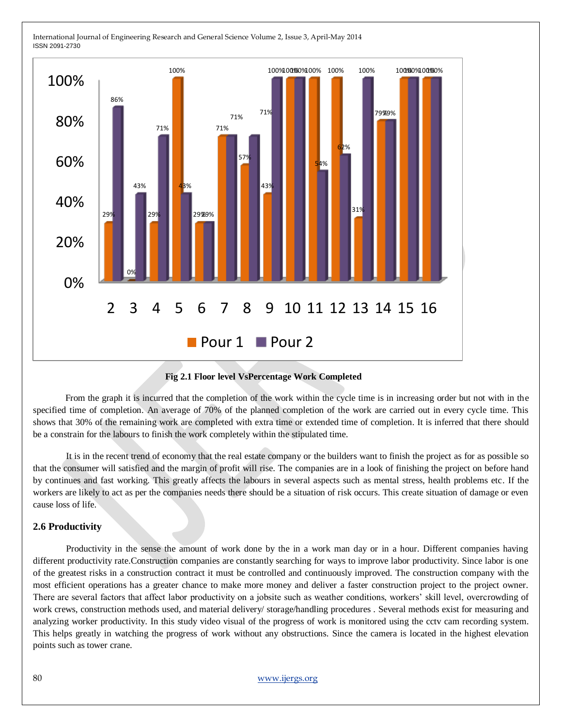Fig 2.1 Floor level VsPercentage Work Completed

From the graph it is incurred that the completion of the work within the cycle time is in increasing order but not with in the specified time of completion. An average of 70% of the planned completion of the work are carried out in every cycle time. This shows that 30% of the remaining work are completed with extra time or extended time of completion. It is inferred that there should be a constrain for the labours to finish the work completely within the stipulated time.

It is in the recent trend of economy that the real estate company or the builders want to finish the project as for as possible so that the consumer will satisfied and the margin of profit will rise. The companies are in a look of finishing the project on before hand by continues and fast working. This greatly affects the labours in several aspects such as mental stress, health problems etc. If the workers are likely to act as per the companies needs there should be a situation of risk occurs. This create situation of damage or even cause loss of life.

### 2.6 Productivity

Productivity in the sense the amount of work done by the in a work man day or in a hour. Different companies having different productivity rate.Construction companies are constantly searching for ways to improve labor productivity. Since labor is one of the greatest risks in a construction contract it must be controlled and continuously improved. The construction company with the most efficient operations has a greater chance to make more money and deliver a faster construction project to the project owner. There are several factors that affect labor productivity on a jobsite such as weather conditions, workers' skill level, overcrowding of work crews, construction methods used, and material delivery/ storage/handling procedures . Several methods exist for measuring and analyzing worker productivity. In this study video visual of the progress of work is monitored using the cctv cam recording system. This helps greatly in watching the progress of work without any obstructions. Since the camera is located in the highest elevation points such as tower crane.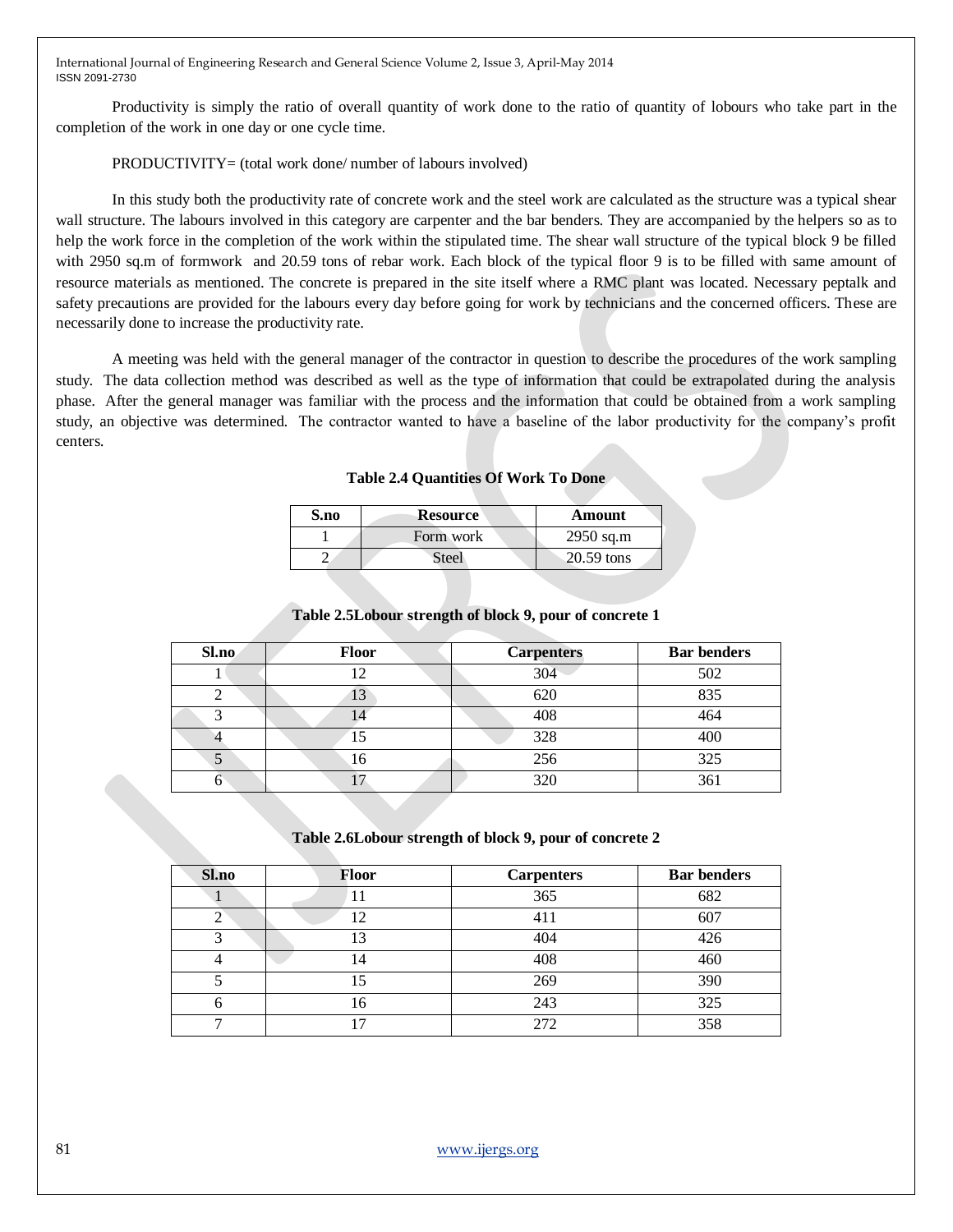Productivity is simply the ratio of overall quantity of work done to the ratio of quantity of lobours who take part in the completion of the work in one day or one cycle time.

PRODUCTIVITY= (total work done/ number of labours involved)

In this study both the productivity rate of concrete work and the steel work are calculated as the structure was a typical shear wall structure. The labours involved in this category are carpenter and the bar benders. They are accompanied by the helpers so as to help the work force in the completion of the work within the stipulated time. The shear wall structure of the typical block 9 be filled with 2950 sq.m of formwork and 20.59 tons of rebar work. Each block of the typical floor 9 is to be filled with same amount of resource materials as mentioned. The concrete is prepared in the site itself where a RMC plant was located. Necessary peptalk and safety precautions are provided for the labours every day before going for work by technicians and the concerned officers. These are necessarily done to increase the productivity rate.

A meeting was held with the general manager of the contractor in question to describe the procedures of the work sampling study. The data collection method was described as well as the type of information that could be extrapolated during the analysis phase. After the general manager was familiar with the process and the information that could be obtained from a work sampling study, an objective was determined. The contractor wanted to have a baseline of the labor productivity for the company's profit centers.

**Table 2.4 Quantities Of Work To Done**

| S.no | Resource | Amount |
|---|---|---|
| 1 | Form work | 2950 sq.m |
| 2 | Steel | 20.59 tons |

**Table 2.5Lobour strength of block 9, pour of concrete 1**

| Sl.no | Floor | Carpenters | Bar benders |
|---|---|---|---|
| 1 | 12 | 304 | 502 |
| 2 | 13 | 620 | 835 |
| 3 | 14 | 408 | 464 |
| 4 | 15 | 328 | 400 |
| 5 | 16 | 256 | 325 |
| 6 | 17 | 320 | 361 |

**Table 2.6Lobour strength of block 9, pour of concrete 2**

| Sl.no | Floor | Carpenters | Bar benders |
|---|---|---|---|
| 1 | 11 | 365 | 682 |
| 2 | 12 | 411 | 607 |
| 3 | 13 | 404 | 426 |
| 4 | 14 | 408 | 460 |
| 5 | 15 | 269 | 390 |
| 6 | 16 | 243 | 325 |
| 7 | 17 | 272 | 358 |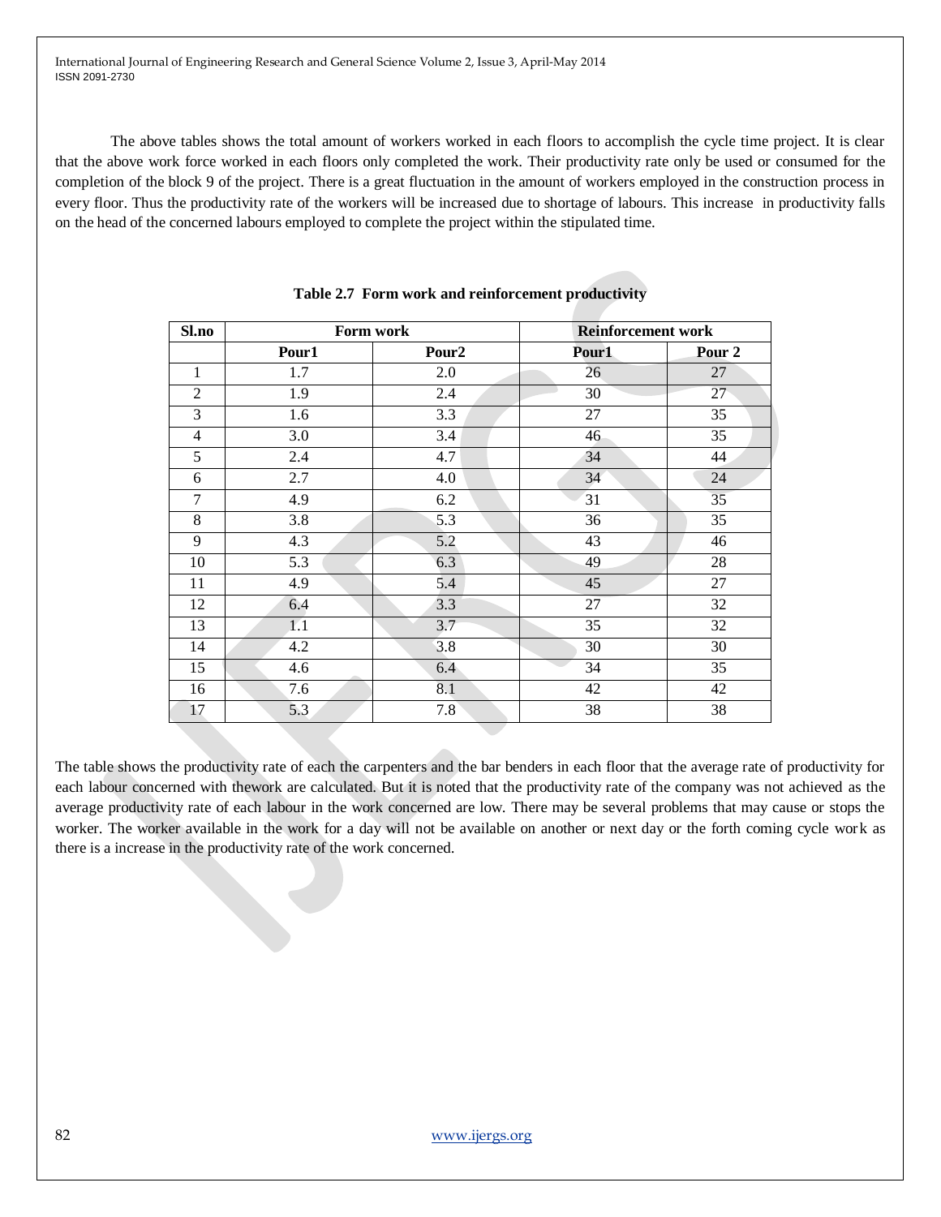The above tables shows the total amount of workers worked in each floors to accomplish the cycle time project. It is clear that the above work force worked in each floors only completed the work. Their productivity rate only be used or consumed for the completion of the block 9 of the project. There is a great fluctuation in the amount of workers employed in the construction process in every floor. Thus the productivity rate of the workers will be increased due to shortage of labours. This increase in productivity falls on the head of the concerned labours employed to complete the project within the stipulated time.

**Table 2.7 Form work and reinforcement productivity**

| Sl.no | Form work | | Reinforcement work | |
|---|---|---|---|---|
| | **Pour1** | **Pour2** | **Pour1** | **Pour 2** |
| 1 | 1.7 | 2.0 | 26 | 27 |
| 2 | 1.9 | 2.4 | 30 | 27 |
| 3 | 1.6 | 3.3 | 27 | 35 |
| 4 | 3.0 | 3.4 | 46 | 35 |
| 5 | 2.4 | 4.7 | 34 | 44 |
| 6 | 2.7 | 4.0 | 34 | 24 |
| 7 | 4.9 | 6.2 | 31 | 35 |
| 8 | 3.8 | 5.3 | 36 | 35 |
| 9 | 4.3 | 5.2 | 43 | 46 |
| 10 | 5.3 | 6.3 | 49 | 28 |
| 11 | 4.9 | 5.4 | 45 | 27 |
| 12 | 6.4 | 3.3 | 27 | 32 |
| 13 | 1.1 | 3.7 | 35 | 32 |
| 14 | 4.2 | 3.8 | 30 | 30 |
| 15 | 4.6 | 6.4 | 34 | 35 |
| 16 | 7.6 | 8.1 | 42 | 42 |
| 17 | 5.3 | 7.8 | 38 | 38 |

The table shows the productivity rate of each the carpenters and the bar benders in each floor that the average rate of productivity for each labour concerned with thework are calculated. But it is noted that the productivity rate of the company was not achieved as the average productivity rate of each labour in the work concerned are low. There may be several problems that may cause or stops the worker. The worker available in the work for a day will not be available on another or next day or the forth coming cycle work as there is a increase in the productivity rate of the work concerned.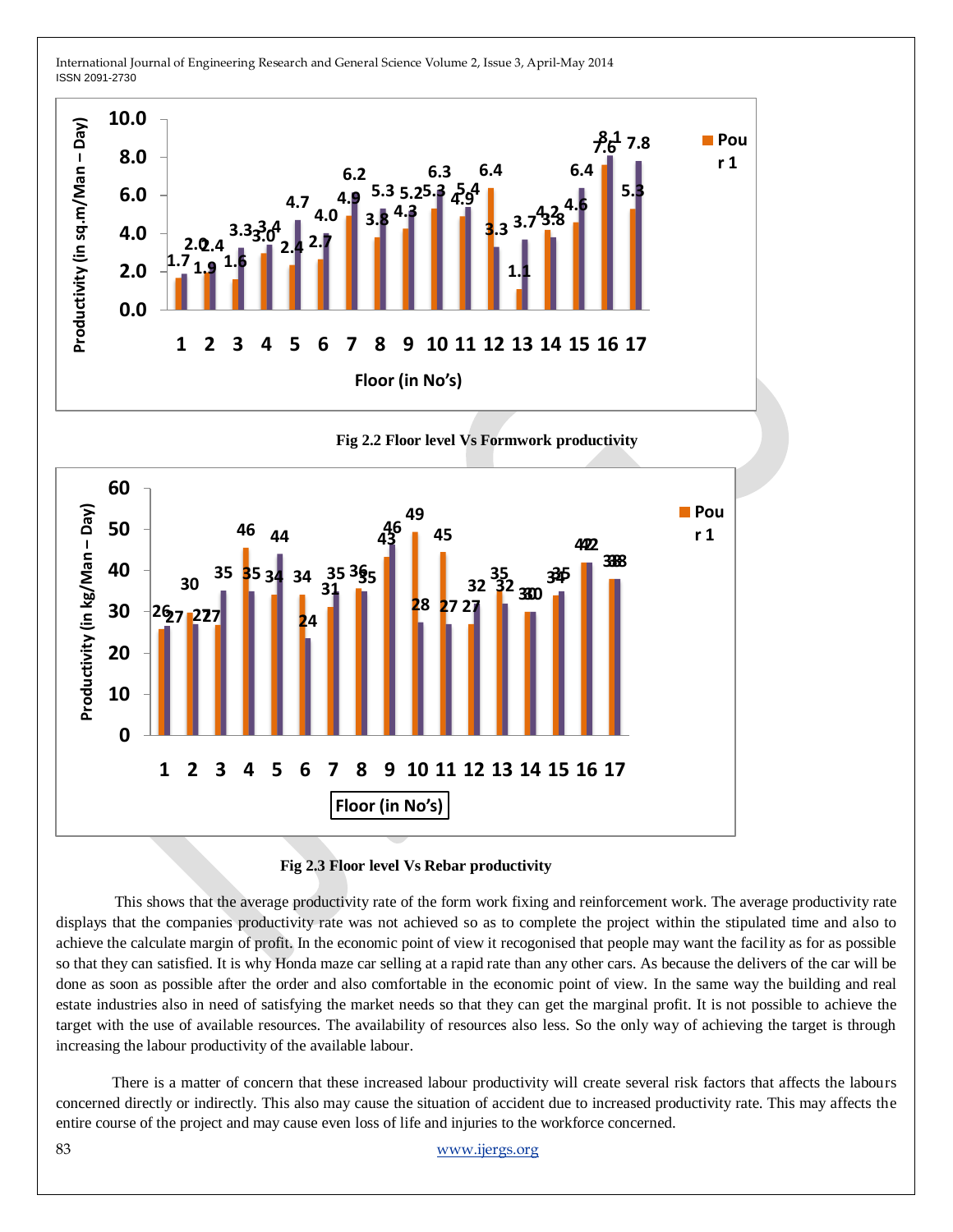Fig 2.2 Floor level Vs Formwork productivity

Fig 2.3 Floor level Vs Rebar productivity

This shows that the average productivity rate of the form work fixing and reinforcement work. The average productivity rate displays that the companies productivity rate was not achieved so as to complete the project within the stipulated time and also to achieve the calculate margin of profit. In the economic point of view it recognised that people may want the facility as for as possible so that they can satisfied. It is why Honda maze car selling at a rapid rate than any other cars. As because the delivers of the car will be done as soon as possible after the order and also comfortable in the economic point of view. In the same way the building and real estate industries also in need of satisfying the market needs so that they can get the marginal profit. It is not possible to achieve the target with the use of available resources. The availability of resources also less. So the only way of achieving the target is through increasing the labour productivity of the available labour.

There is a matter of concern that these increased labour productivity will create several risk factors that affects the labours concerned directly or indirectly. This also may cause the situation of accident due to increased productivity rate. This may affects the entire course of the project and may cause even loss of life and injuries to the workforce concerned.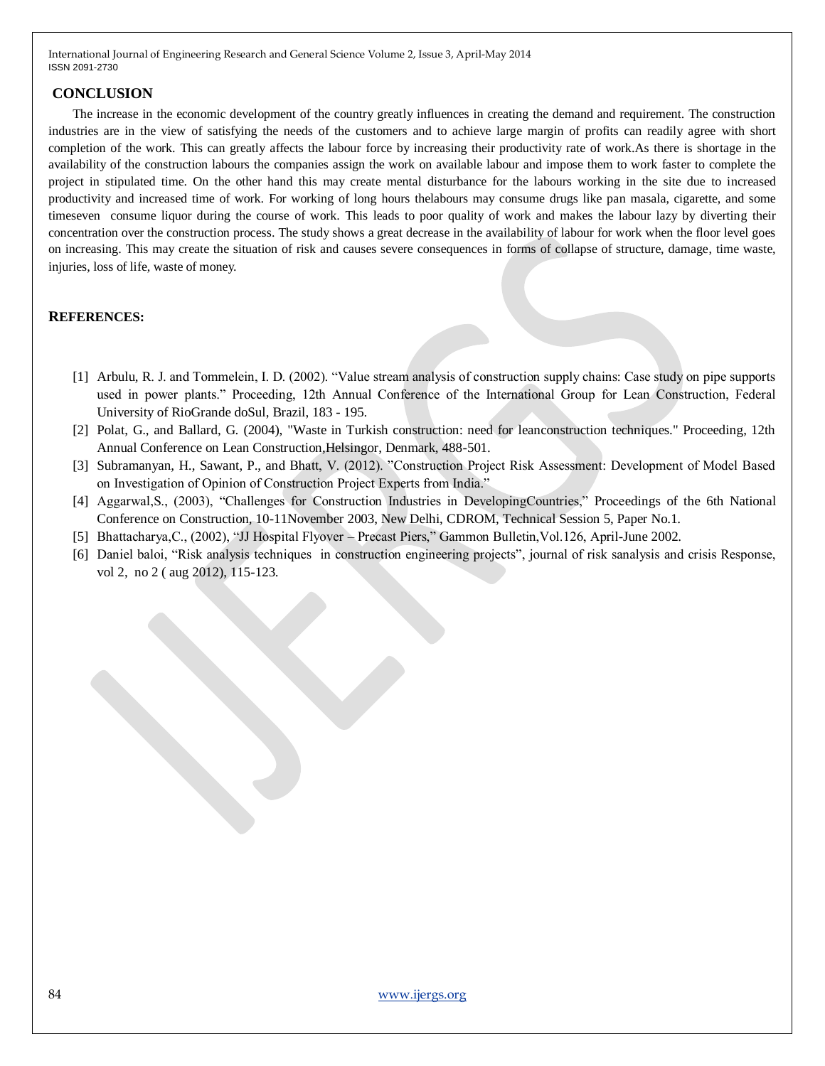## CONCLUSION

The increase in the economic development of the country greatly influences in creating the demand and requirement. The construction industries are in the view of satisfying the needs of the customers and to achieve large margin of profits can readily agree with short completion of the work. This can greatly affects the labour force by increasing their productivity rate of work.As there is shortage in the availability of the construction labours the companies assign the work on available labour and impose them to work faster to complete the project in stipulated time. On the other hand this may create mental disturbance for the labours working in the site due to increased productivity and increased time of work. For working of long hours thelabours may consume drugs like pan masala, cigarette, and some timeseven consume liquor during the course of work. This leads to poor quality of work and makes the labour lazy by diverting their concentration over the construction process. The study shows a great decrease in the availability of labour for work when the floor level goes on increasing. This may create the situation of risk and causes severe consequences in forms of collapse of structure, damage, time waste, injuries, loss of life, waste of money.

## REFERENCES:

[1] Arbulu, R. J. and Tommelein, I. D. (2002). "Value stream analysis of construction supply chains: Case study on pipe supports used in power plants." Proceeding, 12th Annual Conference of the International Group for Lean Construction, Federal University of RioGrande doSul, Brazil, 183 - 195.

[2] Polat, G., and Ballard, G. (2004), "Waste in Turkish construction: need for leanconstruction techniques." Proceeding, 12th Annual Conference on Lean Construction,Helsingor, Denmark, 488-501.

[3] Subramanyan, H., Sawant, P., and Bhatt, V. (2012). "Construction Project Risk Assessment: Development of Model Based on Investigation of Opinion of Construction Project Experts from India."

[4] Aggarwal,S., (2003), "Challenges for Construction Industries in DevelopingCountries," Proceedings of the 6th National Conference on Construction, 10-11November 2003, New Delhi, CDROM, Technical Session 5, Paper No.1.

[5] Bhattacharya,C., (2002), "JJ Hospital Flyover – Precast Piers," Gammon Bulletin,Vol.126, April-June 2002.

[6] Daniel baloi, "Risk analysis techniques in construction engineering projects", journal of risk sanalysis and crisis Response, vol 2, no 2 ( aug 2012), 115-123.